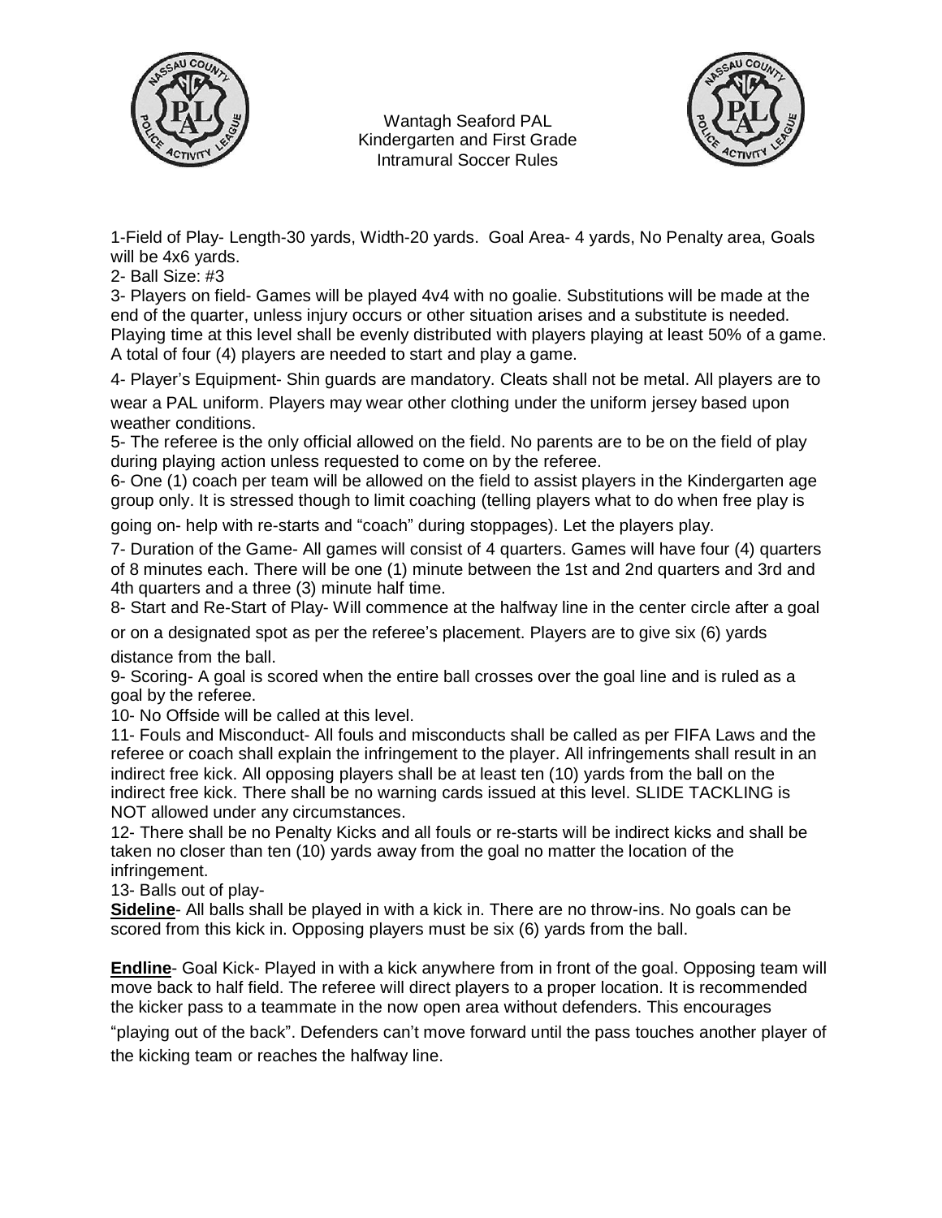# Wantagh Seaford PAL
## Kindergarten and First Grade
## Intramural Soccer Rules

1-Field of Play- Length-30 yards, Width-20 yards. Goal Area- 4 yards, No Penalty area, Goals will be 4x6 yards.

2- Ball Size: #3

3- Players on field- Games will be played 4v4 with no goalie. Substitutions will be made at the end of the quarter, unless injury occurs or other situation arises and a substitute is needed. Playing time at this level shall be evenly distributed with players playing at least 50% of a game. A total of four (4) players are needed to start and play a game.

4- Player's Equipment- Shin guards are mandatory. Cleats shall not be metal. All players are to wear a PAL uniform. Players may wear other clothing under the uniform jersey based upon weather conditions.

5- The referee is the only official allowed on the field. No parents are to be on the field of play during playing action unless requested to come on by the referee.

6- One (1) coach per team will be allowed on the field to assist players in the Kindergarten age group only. It is stressed though to limit coaching (telling players what to do when free play is going on- help with re-starts and "coach" during stoppages). Let the players play.

7- Duration of the Game- All games will consist of 4 quarters. Games will have four (4) quarters of 8 minutes each. There will be one (1) minute between the 1st and 2nd quarters and 3rd and 4th quarters and a three (3) minute half time.

8- Start and Re-Start of Play- Will commence at the halfway line in the center circle after a goal or on a designated spot as per the referee's placement. Players are to give six (6) yards distance from the ball.

9- Scoring- A goal is scored when the entire ball crosses over the goal line and is ruled as a goal by the referee.

10- No Offside will be called at this level.

11- Fouls and Misconduct- All fouls and misconducts shall be called as per FIFA Laws and the referee or coach shall explain the infringement to the player. All infringements shall result in an indirect free kick. All opposing players shall be at least ten (10) yards from the ball on the indirect free kick. There shall be no warning cards issued at this level. SLIDE TACKLING is NOT allowed under any circumstances.

12- There shall be no Penalty Kicks and all fouls or re-starts will be indirect kicks and shall be taken no closer than ten (10) yards away from the goal no matter the location of the infringement.

13- Balls out of play-

**Sideline**- All balls shall be played in with a kick in. There are no throw-ins. No goals can be scored from this kick in. Opposing players must be six (6) yards from the ball.

**Endline**- Goal Kick- Played in with a kick anywhere from in front of the goal. Opposing team will move back to half field. The referee will direct players to a proper location. It is recommended the kicker pass to a teammate in the now open area without defenders. This encourages "playing out of the back". Defenders can't move forward until the pass touches another player of the kicking team or reaches the halfway line.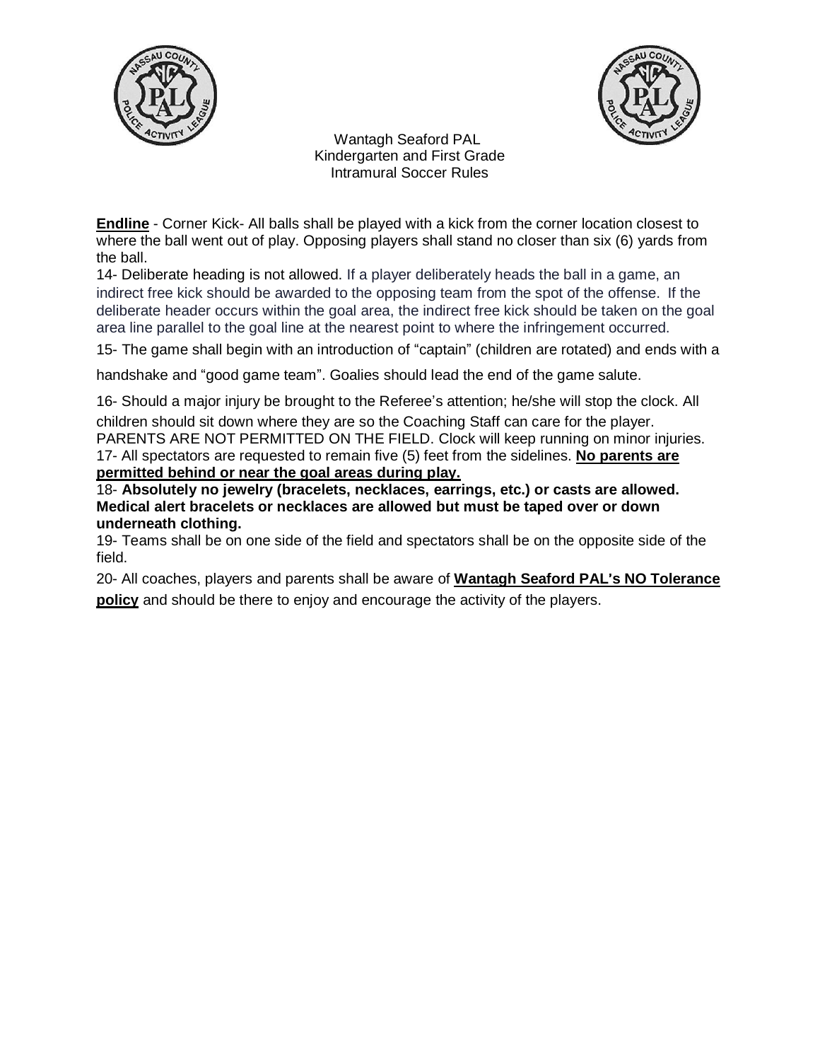Wantagh Seaford PAL
Kindergarten and First Grade
Intramural Soccer Rules

**Endline** - Corner Kick- All balls shall be played with a kick from the corner location closest to where the ball went out of play. Opposing players shall stand no closer than six (6) yards from the ball.

14- Deliberate heading is not allowed. If a player deliberately heads the ball in a game, an indirect free kick should be awarded to the opposing team from the spot of the offense. If the deliberate header occurs within the goal area, the indirect free kick should be taken on the goal area line parallel to the goal line at the nearest point to where the infringement occurred.

15- The game shall begin with an introduction of "captain" (children are rotated) and ends with a handshake and "good game team". Goalies should lead the end of the game salute.

16- Should a major injury be brought to the Referee's attention; he/she will stop the clock. All children should sit down where they are so the Coaching Staff can care for the player. PARENTS ARE NOT PERMITTED ON THE FIELD. Clock will keep running on minor injuries.

17- All spectators are requested to remain five (5) feet from the sidelines. **No parents are permitted behind or near the goal areas during play.**

18- **Absolutely no jewelry (bracelets, necklaces, earrings, etc.) or casts are allowed. Medical alert bracelets or necklaces are allowed but must be taped over or down underneath clothing.**

19- Teams shall be on one side of the field and spectators shall be on the opposite side of the field.

20- All coaches, players and parents shall be aware of **Wantagh Seaford PAL's NO Tolerance policy** and should be there to enjoy and encourage the activity of the players.